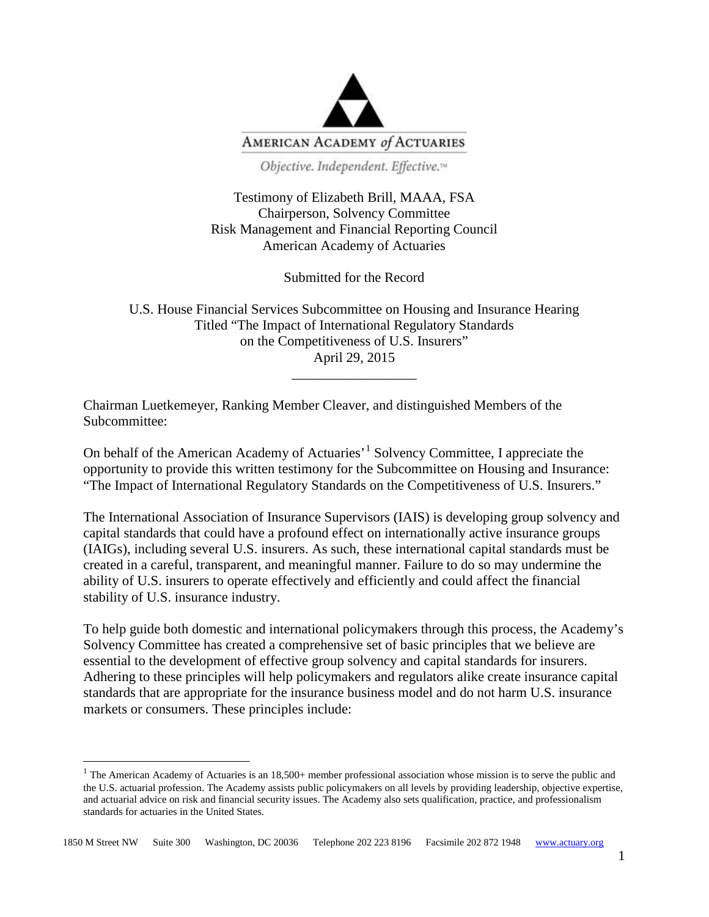AMERICAN ACADEMY *of* ACTUARIES

*Objective. Independent. Effective.*™

Testimony of Elizabeth Brill, MAAA, FSA
Chairperson, Solvency Committee
Risk Management and Financial Reporting Council
American Academy of Actuaries

Submitted for the Record

U.S. House Financial Services Subcommittee on Housing and Insurance Hearing
Titled "The Impact of International Regulatory Standards
on the Competitiveness of U.S. Insurers"
April 29, 2015

---

Chairman Luetkemeyer, Ranking Member Cleaver, and distinguished Members of the Subcommittee:

On behalf of the American Academy of Actuaries'[1] Solvency Committee, I appreciate the opportunity to provide this written testimony for the Subcommittee on Housing and Insurance: "The Impact of International Regulatory Standards on the Competitiveness of U.S. Insurers."

The International Association of Insurance Supervisors (IAIS) is developing group solvency and capital standards that could have a profound effect on internationally active insurance groups (IAIGs), including several U.S. insurers. As such, these international capital standards must be created in a careful, transparent, and meaningful manner. Failure to do so may undermine the ability of U.S. insurers to operate effectively and efficiently and could affect the financial stability of U.S. insurance industry.

To help guide both domestic and international policymakers through this process, the Academy's Solvency Committee has created a comprehensive set of basic principles that we believe are essential to the development of effective group solvency and capital standards for insurers. Adhering to these principles will help policymakers and regulators alike create insurance capital standards that are appropriate for the insurance business model and do not harm U.S. insurance markets or consumers. These principles include:

[1] The American Academy of Actuaries is an 18,500+ member professional association whose mission is to serve the public and the U.S. actuarial profession. The Academy assists public policymakers on all levels by providing leadership, objective expertise, and actuarial advice on risk and financial security issues. The Academy also sets qualification, practice, and professionalism standards for actuaries in the United States.

1850 M Street NW Suite 300 Washington, DC 20036 Telephone 202 223 8196 Facsimile 202 872 1948 www.actuary.org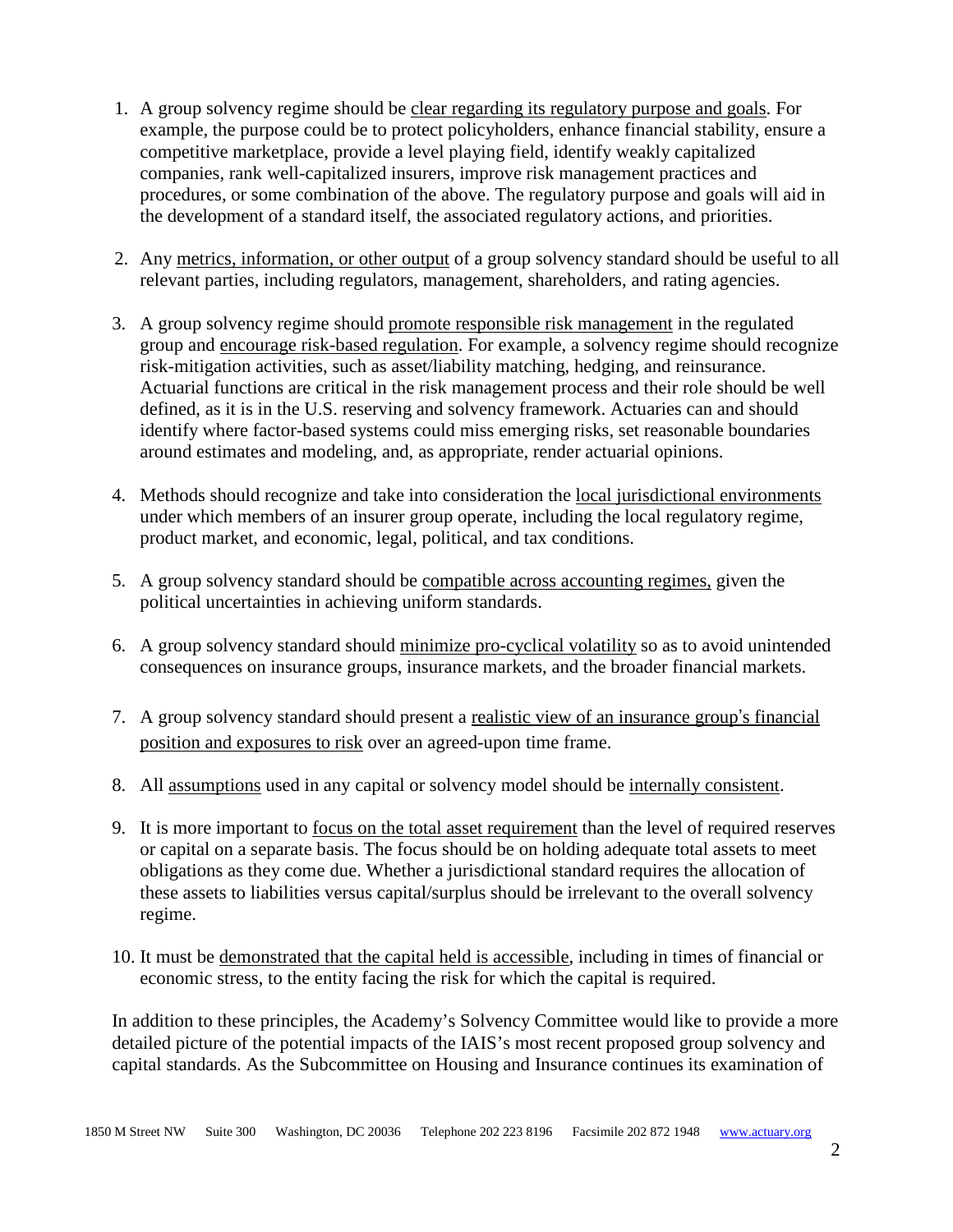1. A group solvency regime should be clear regarding its regulatory purpose and goals. For example, the purpose could be to protect policyholders, enhance financial stability, ensure a competitive marketplace, provide a level playing field, identify weakly capitalized companies, rank well-capitalized insurers, improve risk management practices and procedures, or some combination of the above. The regulatory purpose and goals will aid in the development of a standard itself, the associated regulatory actions, and priorities.

2. Any metrics, information, or other output of a group solvency standard should be useful to all relevant parties, including regulators, management, shareholders, and rating agencies.

3. A group solvency regime should promote responsible risk management in the regulated group and encourage risk-based regulation. For example, a solvency regime should recognize risk-mitigation activities, such as asset/liability matching, hedging, and reinsurance. Actuarial functions are critical in the risk management process and their role should be well defined, as it is in the U.S. reserving and solvency framework. Actuaries can and should identify where factor-based systems could miss emerging risks, set reasonable boundaries around estimates and modeling, and, as appropriate, render actuarial opinions.

4. Methods should recognize and take into consideration the local jurisdictional environments under which members of an insurer group operate, including the local regulatory regime, product market, and economic, legal, political, and tax conditions.

5. A group solvency standard should be compatible across accounting regimes, given the political uncertainties in achieving uniform standards.

6. A group solvency standard should minimize pro-cyclical volatility so as to avoid unintended consequences on insurance groups, insurance markets, and the broader financial markets.

7. A group solvency standard should present a realistic view of an insurance group's financial position and exposures to risk over an agreed-upon time frame.

8. All assumptions used in any capital or solvency model should be internally consistent.

9. It is more important to focus on the total asset requirement than the level of required reserves or capital on a separate basis. The focus should be on holding adequate total assets to meet obligations as they come due. Whether a jurisdictional standard requires the allocation of these assets to liabilities versus capital/surplus should be irrelevant to the overall solvency regime.

10. It must be demonstrated that the capital held is accessible, including in times of financial or economic stress, to the entity facing the risk for which the capital is required.

In addition to these principles, the Academy's Solvency Committee would like to provide a more detailed picture of the potential impacts of the IAIS's most recent proposed group solvency and capital standards. As the Subcommittee on Housing and Insurance continues its examination of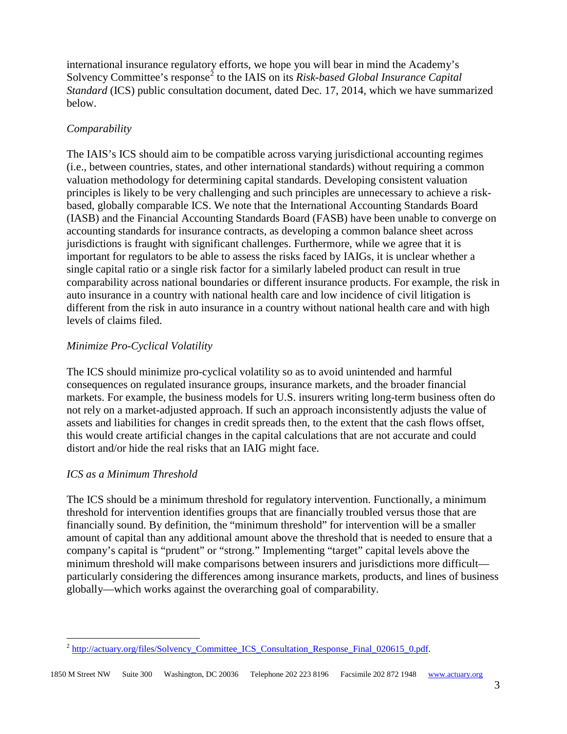international insurance regulatory efforts, we hope you will bear in mind the Academy's Solvency Committee's response[2] to the IAIS on its *Risk-based Global Insurance Capital Standard* (ICS) public consultation document, dated Dec. 17, 2014, which we have summarized below.

*Comparability*

The IAIS's ICS should aim to be compatible across varying jurisdictional accounting regimes (i.e., between countries, states, and other international standards) without requiring a common valuation methodology for determining capital standards. Developing consistent valuation principles is likely to be very challenging and such principles are unnecessary to achieve a risk-based, globally comparable ICS. We note that the International Accounting Standards Board (IASB) and the Financial Accounting Standards Board (FASB) have been unable to converge on accounting standards for insurance contracts, as developing a common balance sheet across jurisdictions is fraught with significant challenges. Furthermore, while we agree that it is important for regulators to be able to assess the risks faced by IAIGs, it is unclear whether a single capital ratio or a single risk factor for a similarly labeled product can result in true comparability across national boundaries or different insurance products. For example, the risk in auto insurance in a country with national health care and low incidence of civil litigation is different from the risk in auto insurance in a country without national health care and with high levels of claims filed.

*Minimize Pro-Cyclical Volatility*

The ICS should minimize pro-cyclical volatility so as to avoid unintended and harmful consequences on regulated insurance groups, insurance markets, and the broader financial markets. For example, the business models for U.S. insurers writing long-term business often do not rely on a market-adjusted approach. If such an approach inconsistently adjusts the value of assets and liabilities for changes in credit spreads then, to the extent that the cash flows offset, this would create artificial changes in the capital calculations that are not accurate and could distort and/or hide the real risks that an IAIG might face.

*ICS as a Minimum Threshold*

The ICS should be a minimum threshold for regulatory intervention. Functionally, a minimum threshold for intervention identifies groups that are financially troubled versus those that are financially sound. By definition, the "minimum threshold" for intervention will be a smaller amount of capital than any additional amount above the threshold that is needed to ensure that a company's capital is "prudent" or "strong." Implementing "target" capital levels above the minimum threshold will make comparisons between insurers and jurisdictions more difficult—particularly considering the differences among insurance markets, products, and lines of business globally—which works against the overarching goal of comparability.

---

[2] http://actuary.org/files/Solvency_Committee_ICS_Consultation_Response_Final_020615_0.pdf.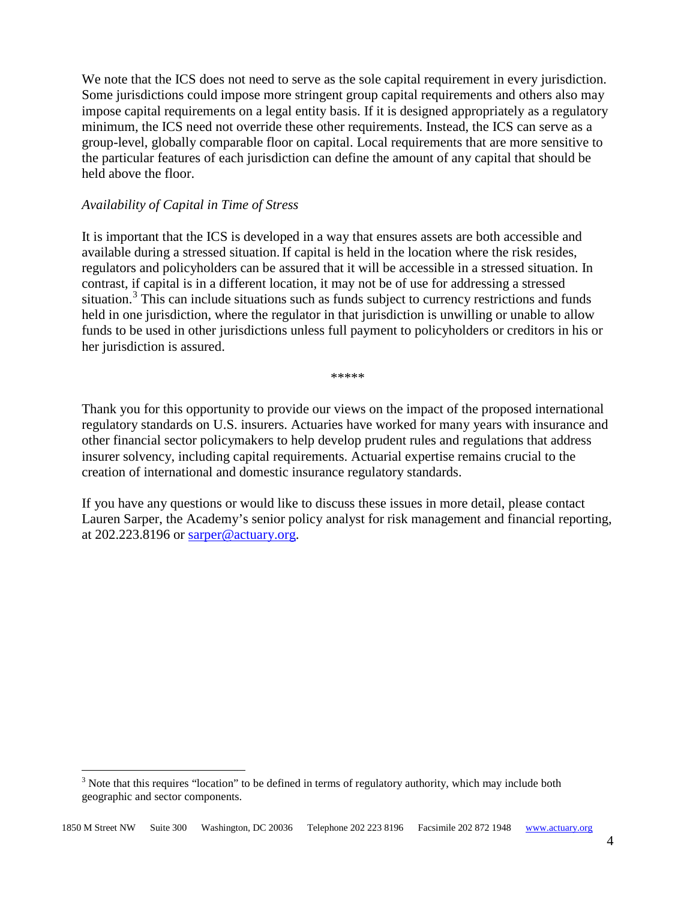We note that the ICS does not need to serve as the sole capital requirement in every jurisdiction. Some jurisdictions could impose more stringent group capital requirements and others also may impose capital requirements on a legal entity basis. If it is designed appropriately as a regulatory minimum, the ICS need not override these other requirements. Instead, the ICS can serve as a group-level, globally comparable floor on capital. Local requirements that are more sensitive to the particular features of each jurisdiction can define the amount of any capital that should be held above the floor.

*Availability of Capital in Time of Stress*

It is important that the ICS is developed in a way that ensures assets are both accessible and available during a stressed situation. If capital is held in the location where the risk resides, regulators and policyholders can be assured that it will be accessible in a stressed situation. In contrast, if capital is in a different location, it may not be of use for addressing a stressed situation.[3] This can include situations such as funds subject to currency restrictions and funds held in one jurisdiction, where the regulator in that jurisdiction is unwilling or unable to allow funds to be used in other jurisdictions unless full payment to policyholders or creditors in his or her jurisdiction is assured.

*****

Thank you for this opportunity to provide our views on the impact of the proposed international regulatory standards on U.S. insurers. Actuaries have worked for many years with insurance and other financial sector policymakers to help develop prudent rules and regulations that address insurer solvency, including capital requirements. Actuarial expertise remains crucial to the creation of international and domestic insurance regulatory standards.

If you have any questions or would like to discuss these issues in more detail, please contact Lauren Sarper, the Academy's senior policy analyst for risk management and financial reporting, at 202.223.8196 or sarper@actuary.org.

---

[3] Note that this requires "location" to be defined in terms of regulatory authority, which may include both geographic and sector components.